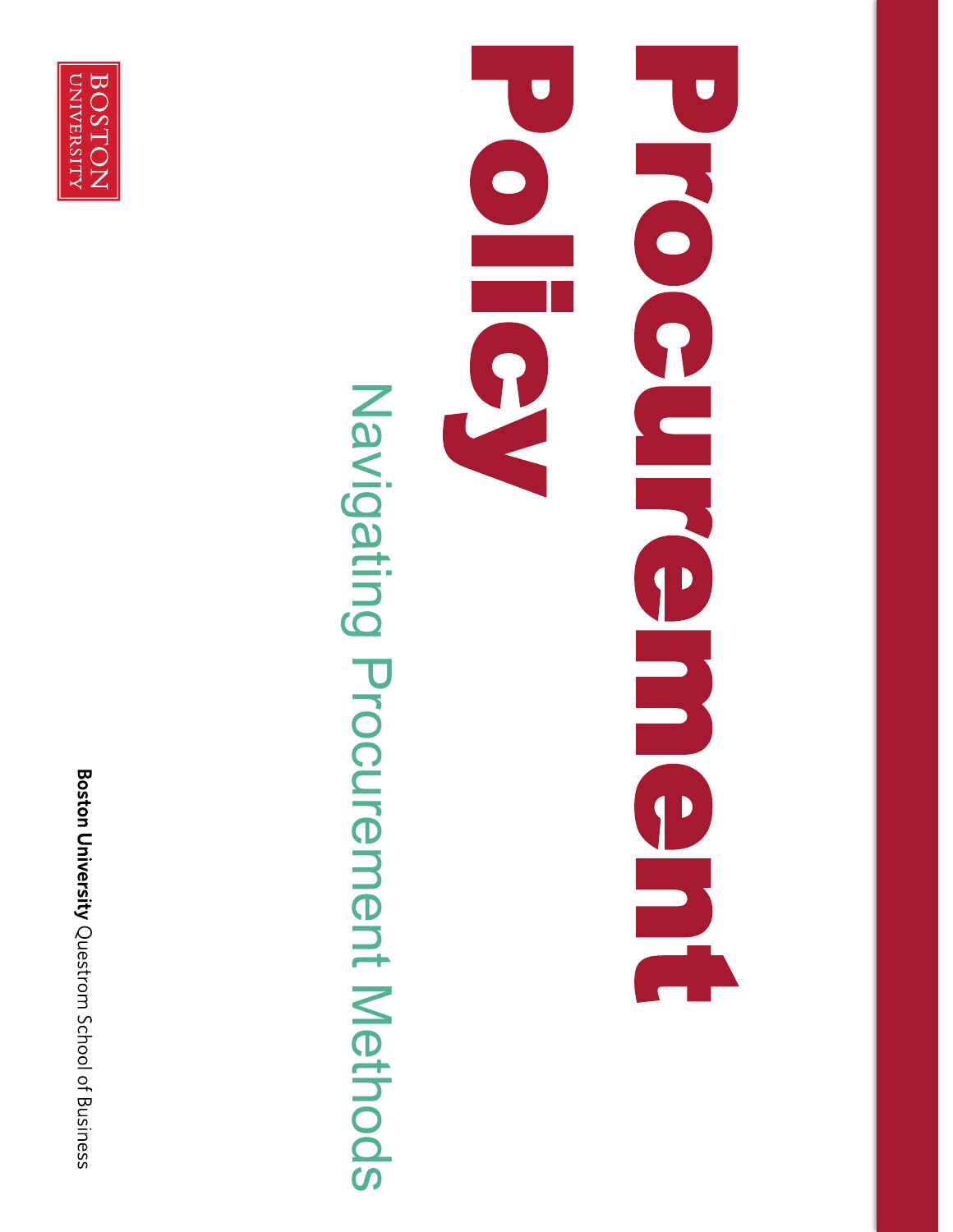BOSTON UNIVERSITY

# Procurement Policy

## Navigating Procurement Methods

**Boston University** Questrom School of Business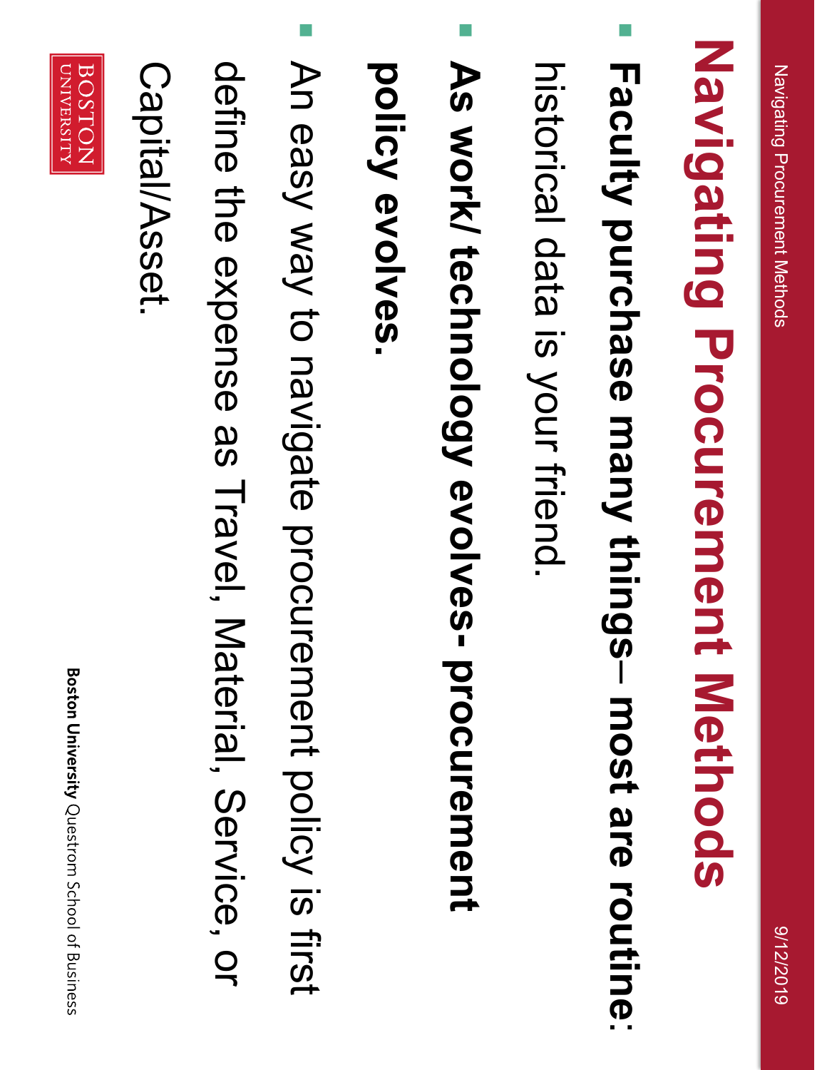# Navigating Procurement Methods

- **Faculty purchase many things– most are routine:** historical data is your friend.
- **As work/ technology evolves- procurement policy evolves.**
- An easy way to navigate procurement policy is first define the expense as Travel, Material, Service, or Capital/Asset.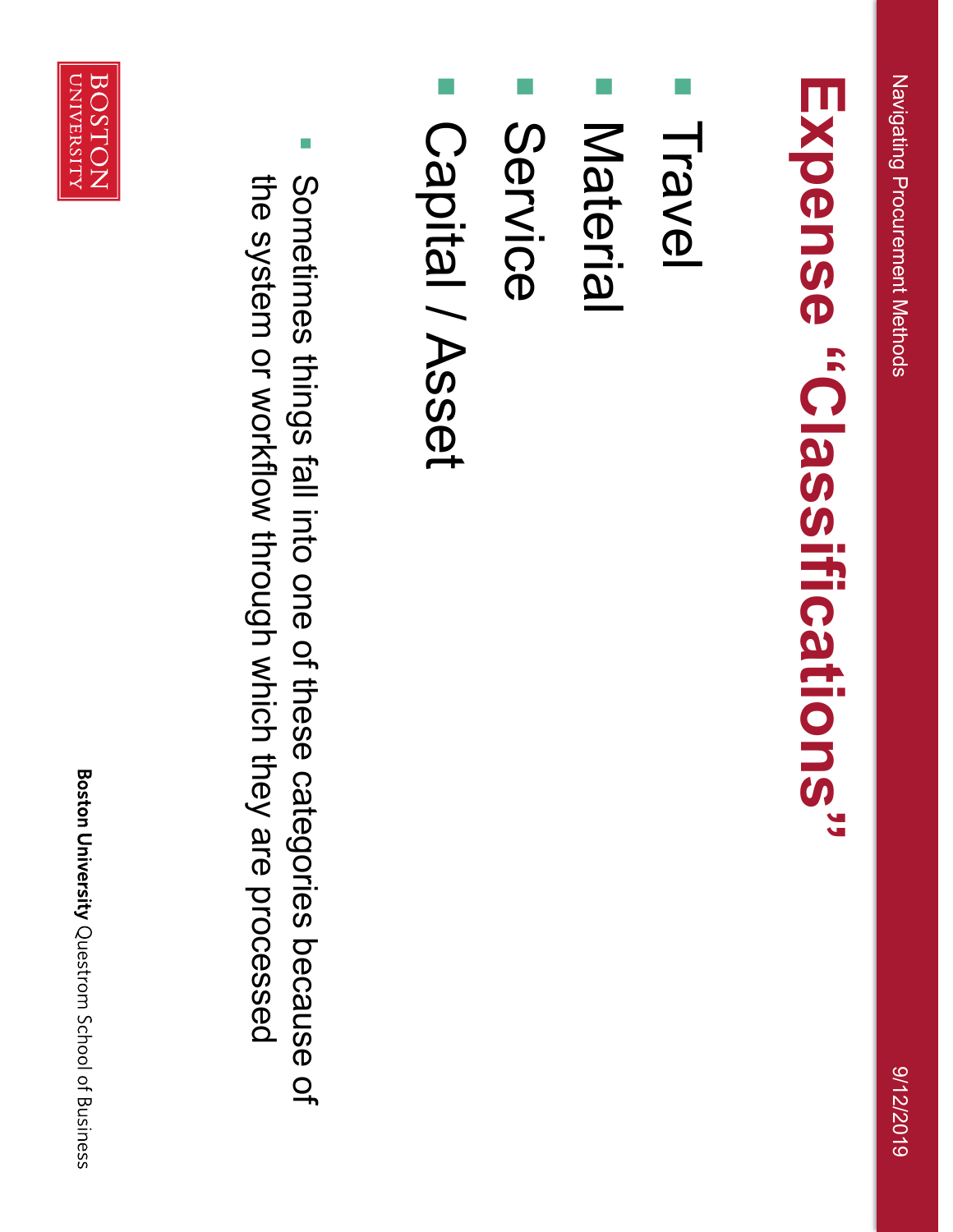# Expense "Classifications"

- Travel
- Material
- Service
- Capital / Asset
  - Sometimes things fall into one of these categories because of the system or workflow through which they are processed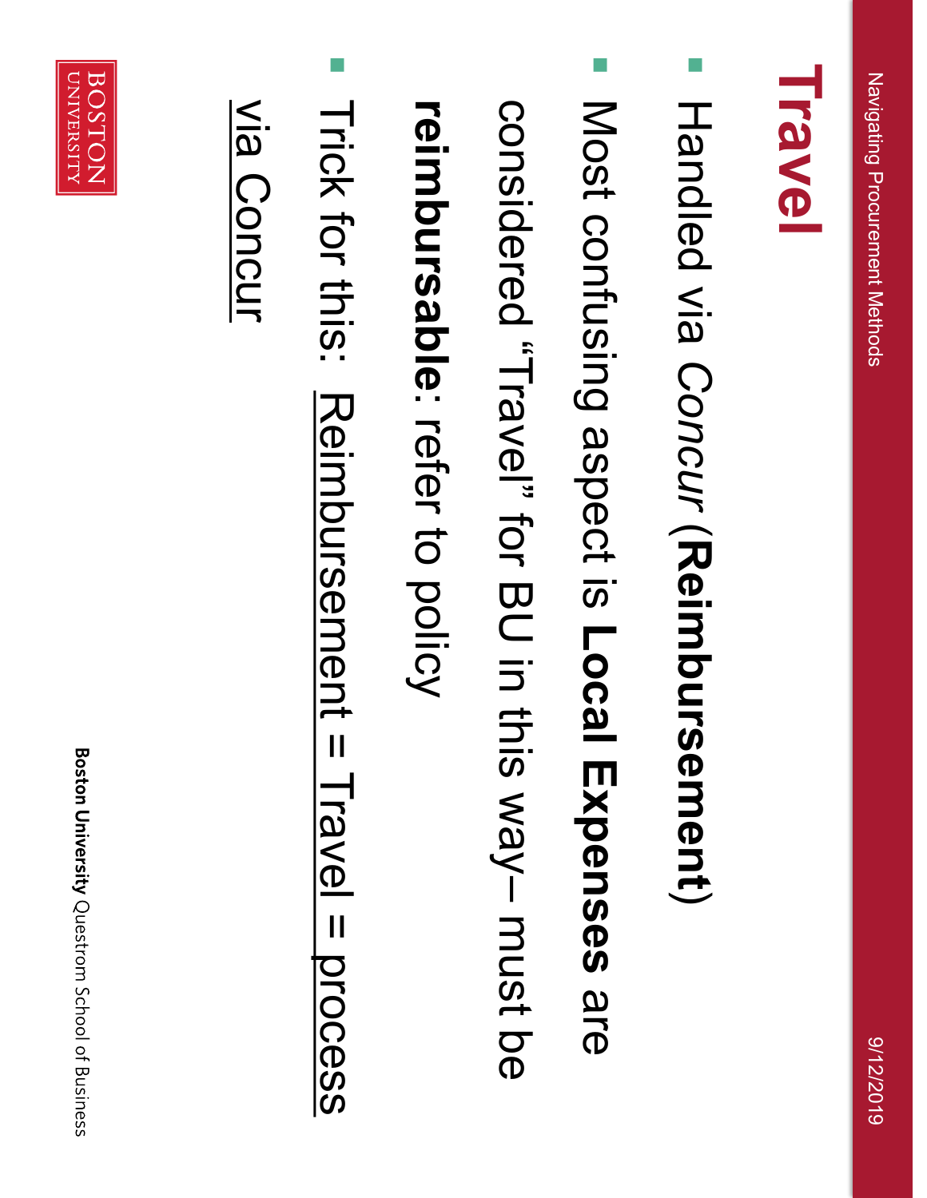# Travel

- Handled via *Concur* (**Reimbursement**)
- Most confusing aspect is **Local Expenses** are considered "Travel" for BU in this way– must be **reimbursable**: refer to policy
- Trick for this: <u>Reimbursement = Travel = process via Concur</u>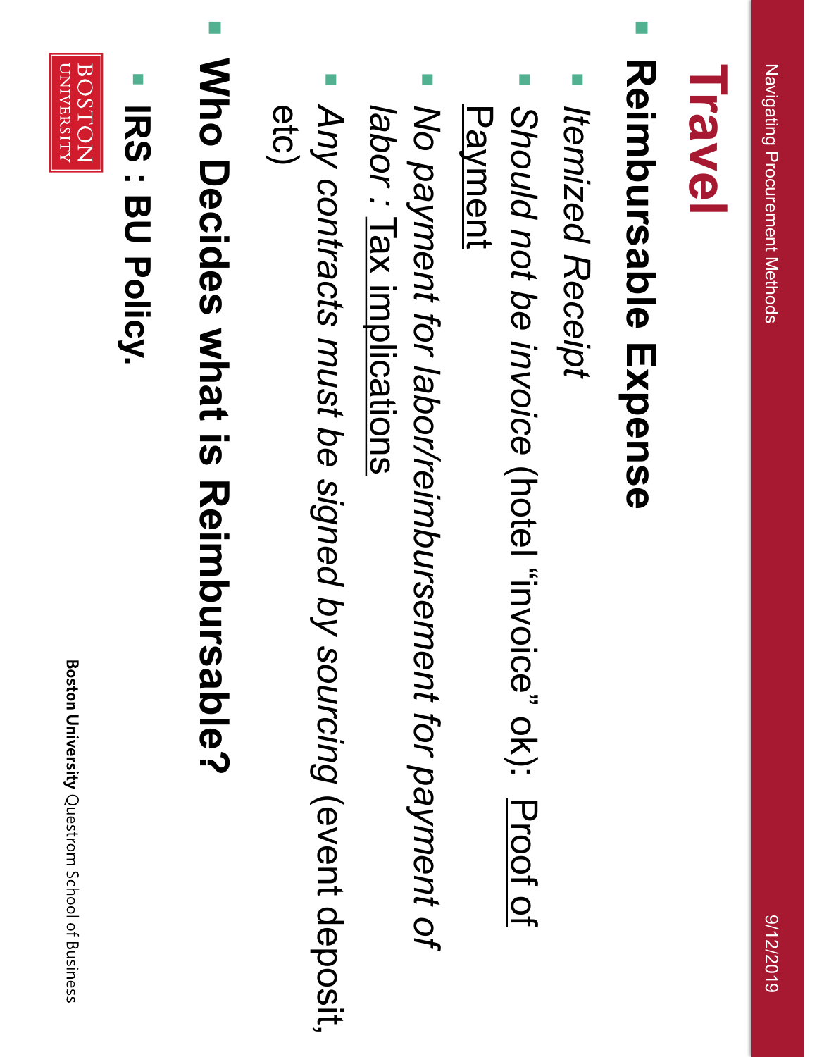# Travel

- **Reimbursable Expense**
  - *Itemized Receipt*
  - *Should not be invoice* (hotel "invoice" ok): Proof of Payment
  - *No payment for labor/reimbursement for payment of labor* : Tax implications
  - *Any contracts must be signed by sourcing* (event deposit, etc)
- **Who Decides what is Reimbursable?**
  - **IRS : BU Policy.**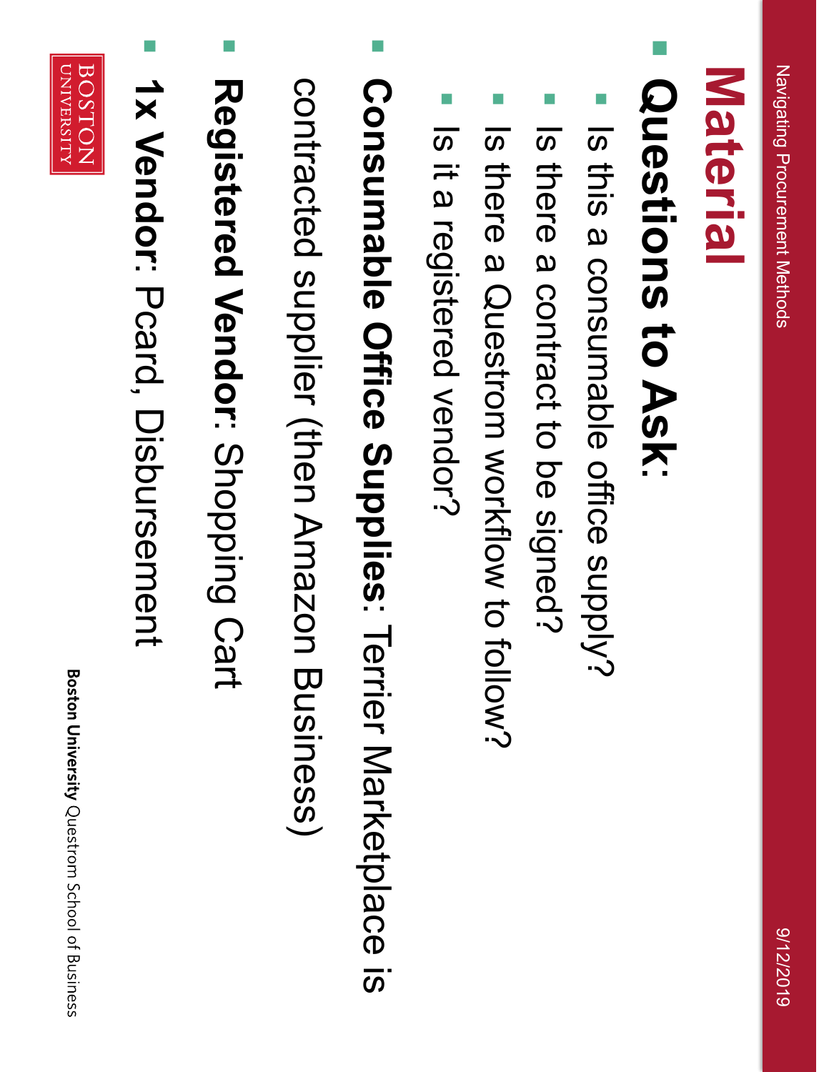# Material

- **Questions to Ask:**
  - Is this a consumable office supply?
  - Is there a contract to be signed?
  - Is there a Questrom workflow to follow?
  - Is it a registered vendor?
- **Consumable Office Supplies**: Terrier Marketplace is contracted supplier (then Amazon Business)
- **Registered Vendor**: Shopping Cart
- **1x Vendor**: Pcard, Disbursement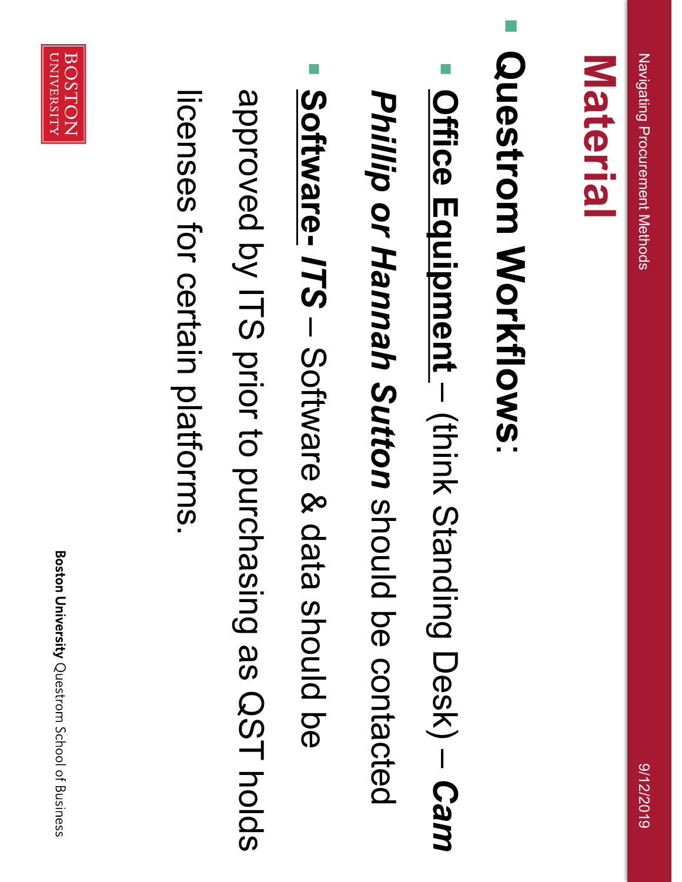# Material

- **Questrom Workflows:**
  - **Office Equipment** – (think Standing Desk) – ***Cam Phillip or Hannah Sutton*** should be contacted
  - **Software-** ***ITS*** – Software & data should be approved by ITS prior to purchasing as QST holds licenses for certain platforms.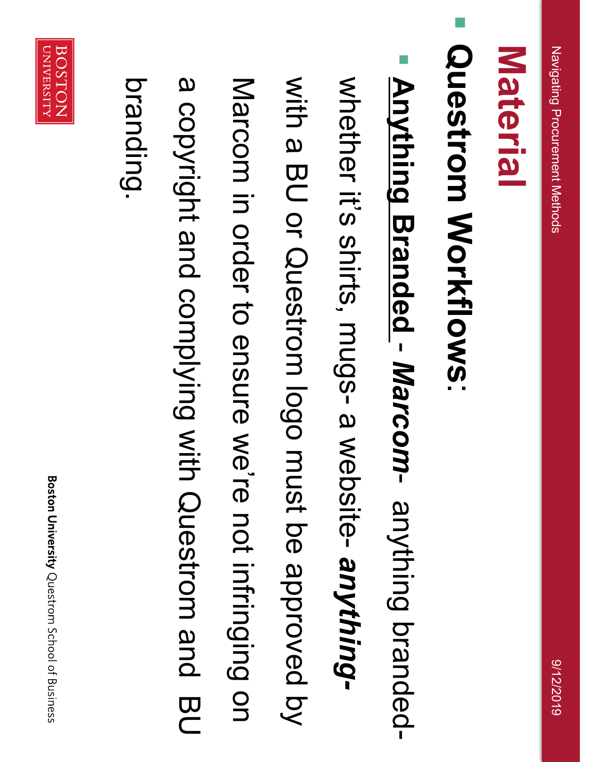# Material

- **Questrom Workflows**:
  - **Anything Branded** - ***Marcom***- anything branded- whether it's shirts, mugs- a website- ***anything***- with a BU or Questrom logo must be approved by Marcom in order to ensure we're not infringing on a copyright and complying with Questrom and BU branding.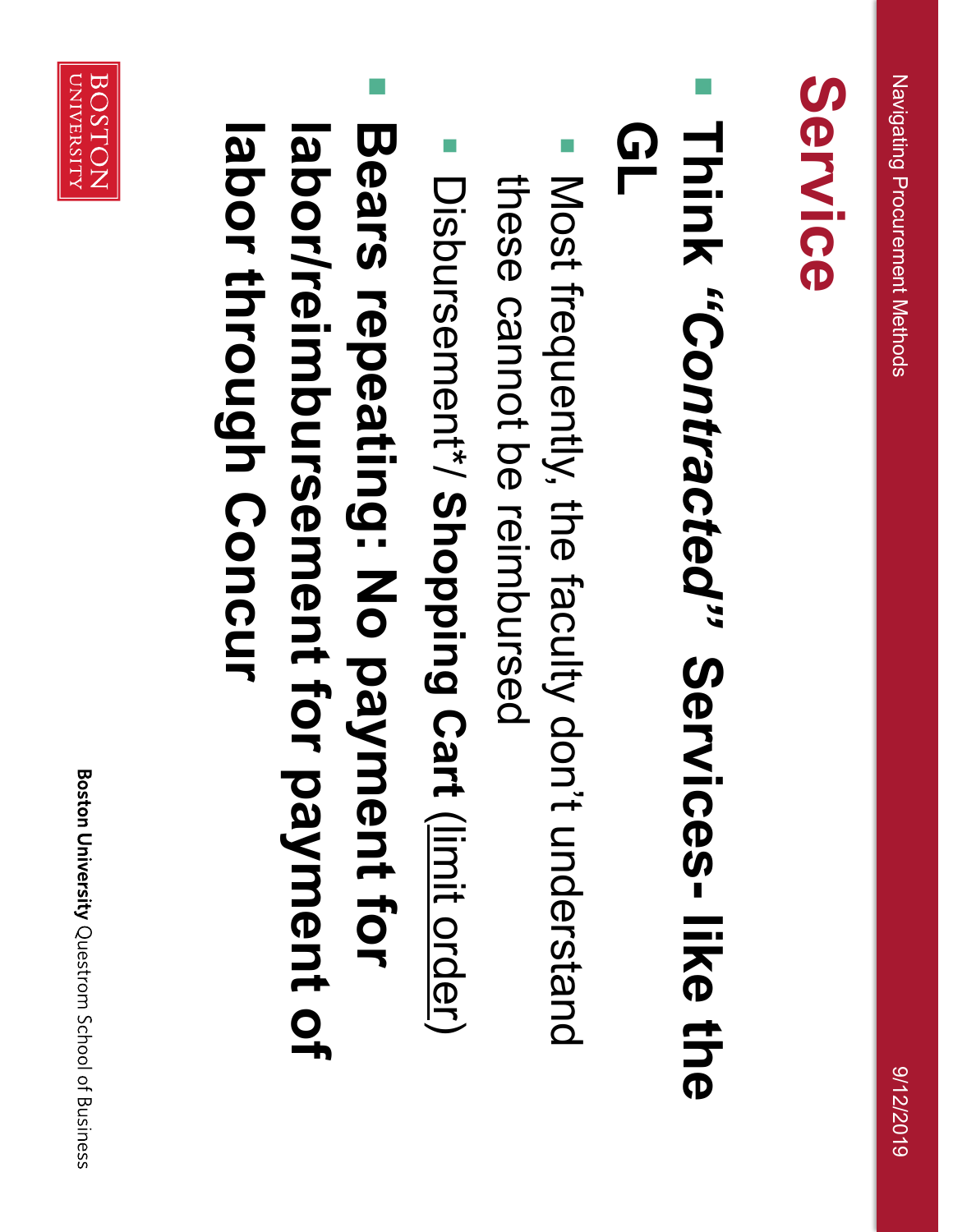# Service

- Think ***"Contracted"*** **Services- like the GL**
  - Most frequently, the faculty don't understand these cannot be reimbursed
  - Disbursement*/ **Shopping Cart** (<u>limit order</u>)
- **Bears repeating: No payment for labor/reimbursement for payment of labor through Concur**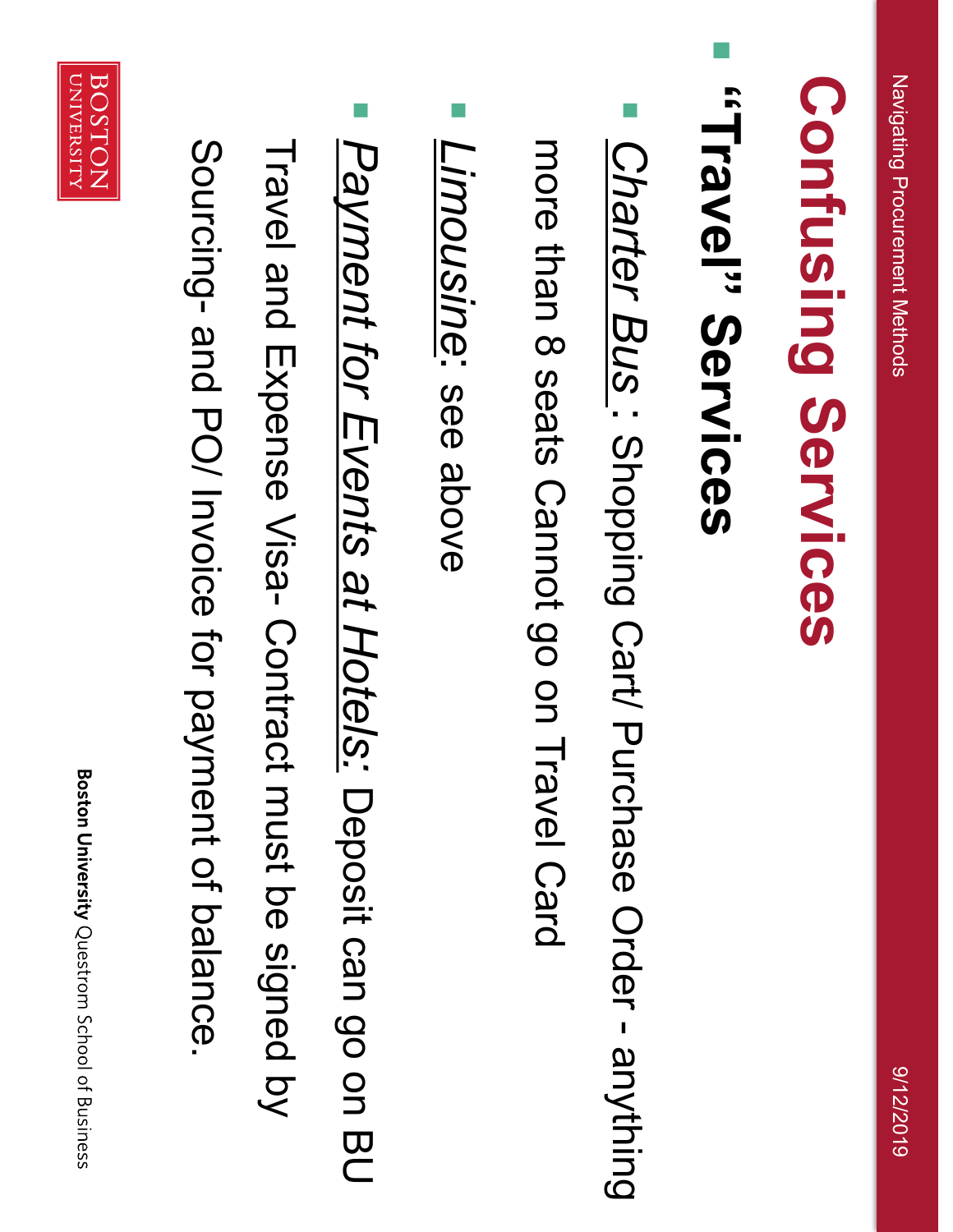# Confusing Services

- **"Travel" Services**
  - *Charter Bus* : Shopping Cart/ Purchase Order - anything more than 8 seats Cannot go on Travel Card
  - *Limousine*: see above
  - *Payment for Events at Hotels:* Deposit can go on BU Travel and Expense Visa- Contract must be signed by Sourcing- and PO/ Invoice for payment of balance.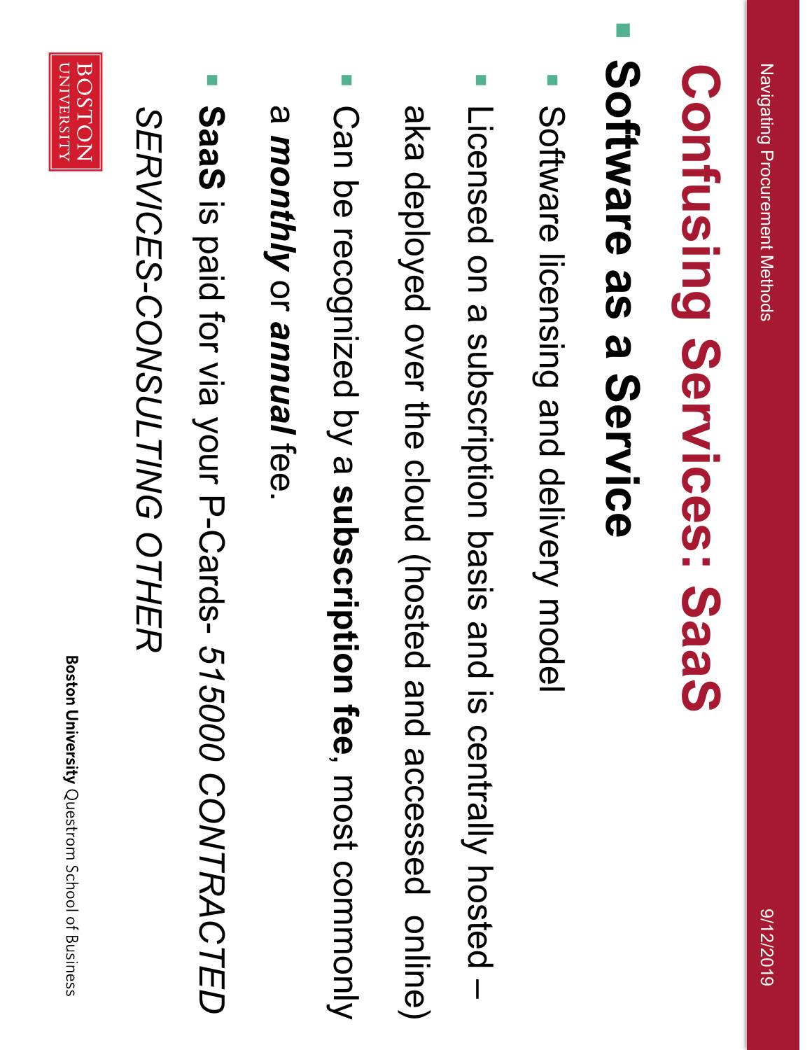# Confusing Services: SaaS

- **Software as a Service**
  - Software licensing and delivery model
  - Licensed on a subscription basis and is centrally hosted – aka deployed over the cloud (hosted and accessed online)
  - Can be recognized by **a subscription fee**, most commonly a ***monthly*** or ***annual*** fee.
- **SaaS** is paid for via your P-Cards- *515000 CONTRACTED SERVICES-CONSULTING OTHER*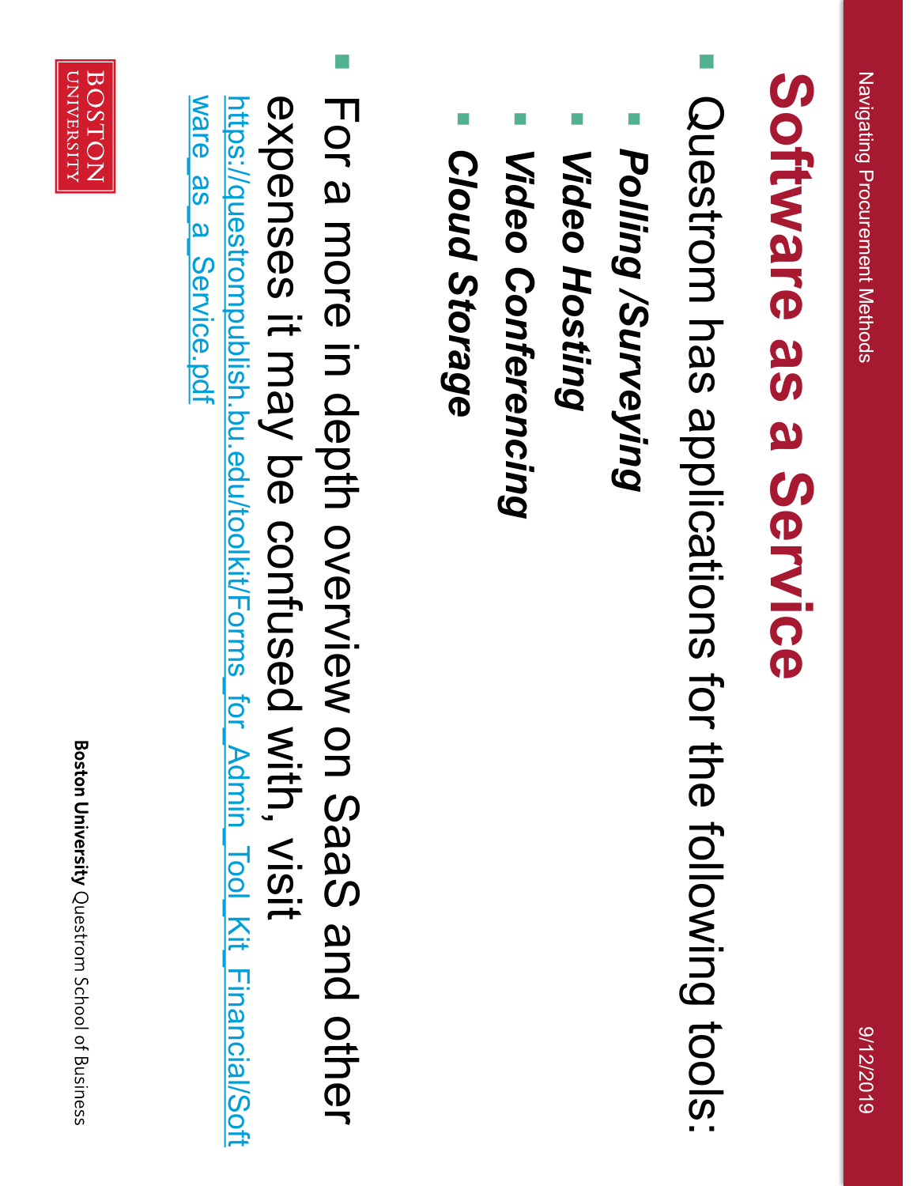# Software as a Service

- Questrom has applications for the following tools:
  - ***Polling /Surveying***
  - ***Video Hosting***
  - ***Video Conferencing***
  - ***Cloud Storage***
- For a more in depth overview on SaaS and other expenses it may be confused with, visit https://questrompublish.bu.edu/toolkit/Forms_for_Admin_Tool_Kit_Financial/Software_as_a_Service.pdf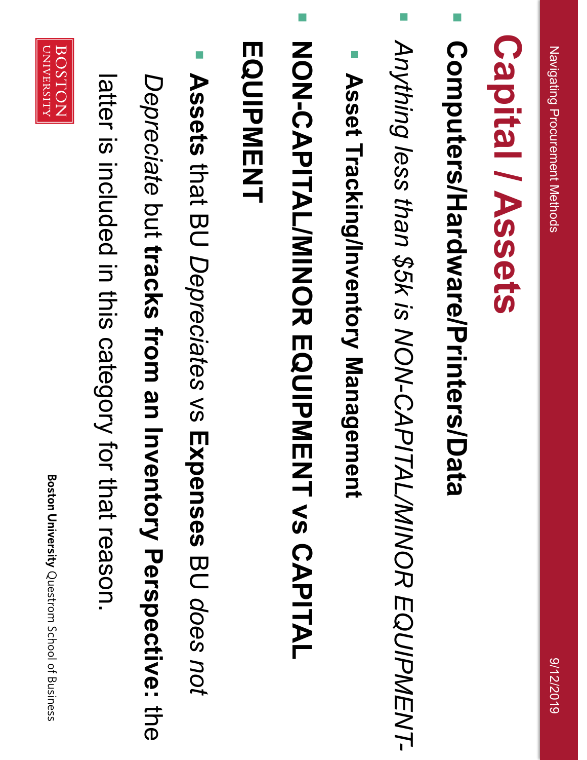# Capital / Assets

- **Computers/Hardware/Printers/Data**
- *Anything less than $5k is NON-CAPITAL/MINOR EQUIPMENT-*
  - **Asset Tracking/Inventory Management**
- **NON-CAPITAL/MINOR EQUIPMENT vs CAPITAL EQUIPMENT**
  - **Assets** that BU *Depreciates* vs **Expenses** BU *does not Depreciate* but **tracks from an Inventory Perspective:** the latter is included in this category for that reason.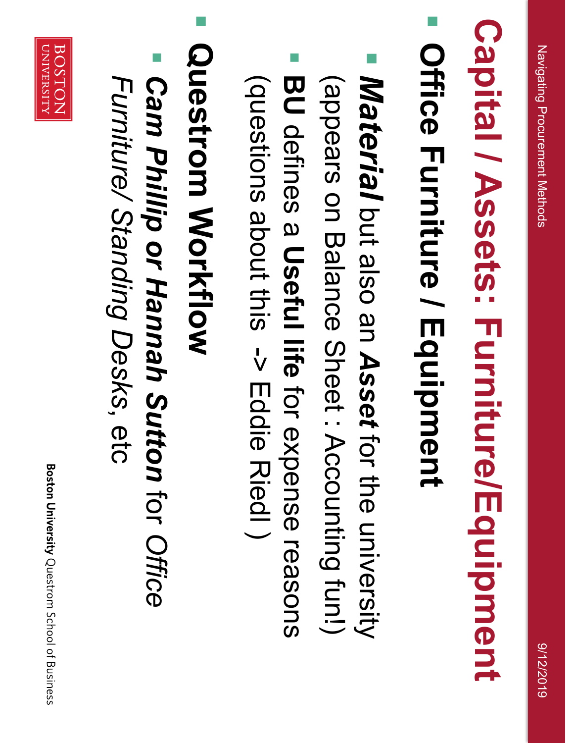# Capital / Assets: Furniture/Equipment

- **Office Furniture / Equipment**
  - ***Material*** but also an ***Asset*** for the university (appears on Balance Sheet : Accounting fun!)
  - **BU** defines a **Useful life** for expense reasons (questions about this -> Eddie Riedl )
- **Questrom Workflow**
  - ***Cam Phillip or Hannah Sutton*** for *Office Furniture/ Standing Desks, etc*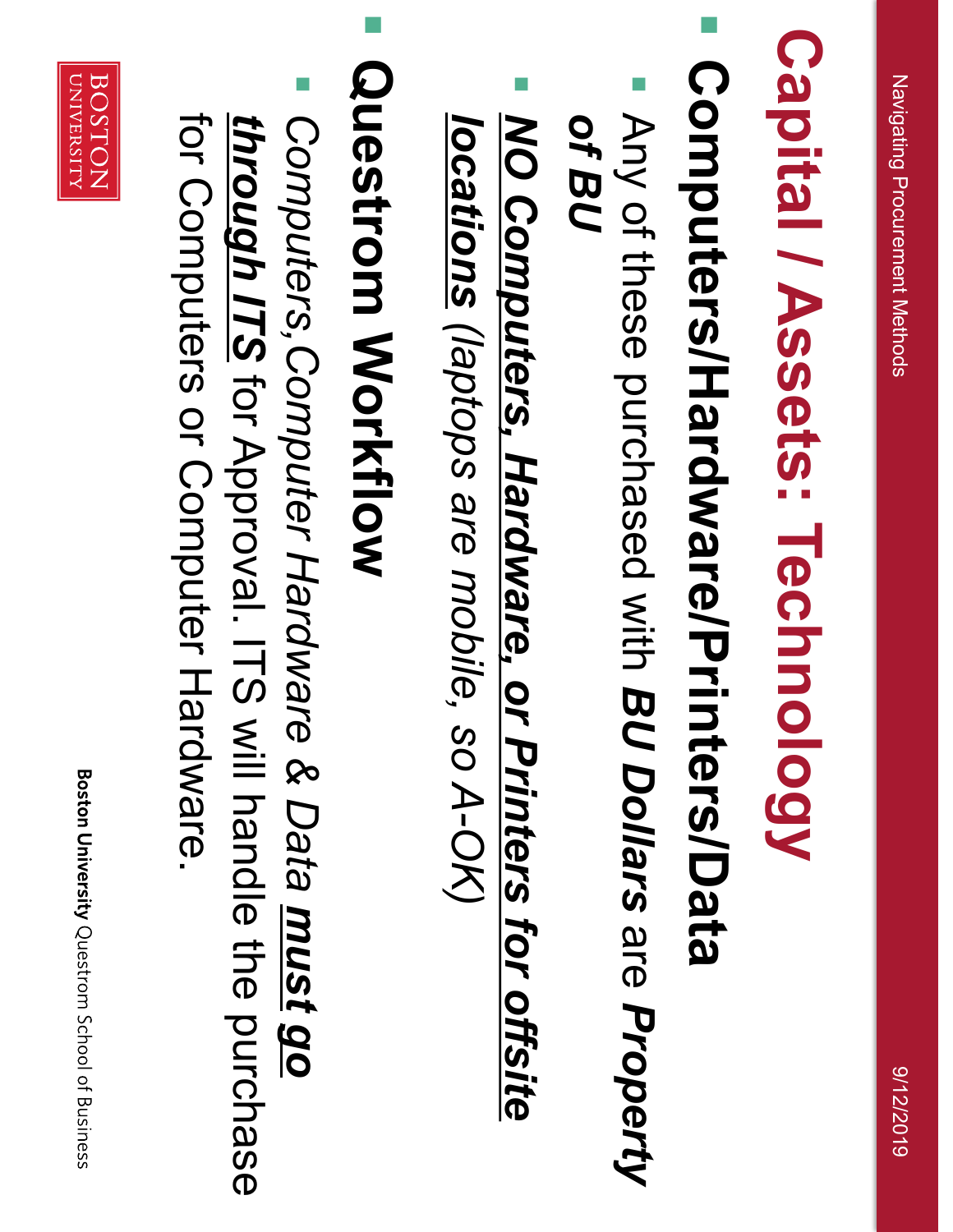# Capital / Assets: Technology

- **Computers/Hardware/Printers/Data**
  - Any of these purchased with ***BU Dollars*** are ***Property of BU***
  - ***NO Computers, Hardware, or Printers for offsite locations*** *(laptops are mobile, so A-OK)*
- **Questrom Workflow**
  - *Computers, Computer Hardware & Data* ***must go through ITS*** for Approval. ITS will handle the purchase for Computers or Computer Hardware.